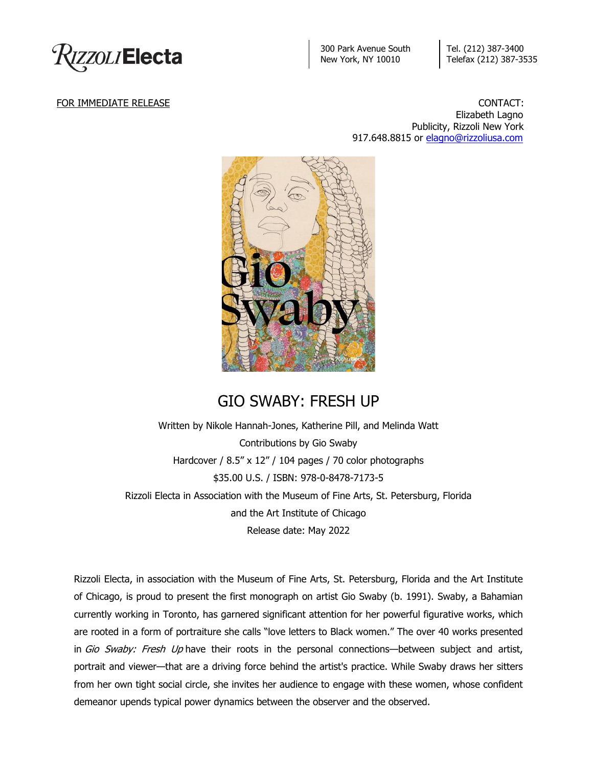Rizzoli Electa

300 Park Avenue South
New York, NY 10010

Tel. (212) 387-3400
Telefax (212) 387-3535

FOR IMMEDIATE RELEASE

CONTACT:
Elizabeth Lagno
Publicity, Rizzoli New York
917.648.8815 or elagno@rizzoliusa.com

# GIO SWABY: FRESH UP

Written by Nikole Hannah-Jones, Katherine Pill, and Melinda Watt
Contributions by Gio Swaby
Hardcover / 8.5" x 12" / 104 pages / 70 color photographs
$35.00 U.S. / ISBN: 978-0-8478-7173-5
Rizzoli Electa in Association with the Museum of Fine Arts, St. Petersburg, Florida
and the Art Institute of Chicago
Release date: May 2022

Rizzoli Electa, in association with the Museum of Fine Arts, St. Petersburg, Florida and the Art Institute of Chicago, is proud to present the first monograph on artist Gio Swaby (b. 1991). Swaby, a Bahamian currently working in Toronto, has garnered significant attention for her powerful figurative works, which are rooted in a form of portraiture she calls "love letters to Black women." The over 40 works presented in *Gio Swaby: Fresh Up* have their roots in the personal connections—between subject and artist, portrait and viewer—that are a driving force behind the artist's practice. While Swaby draws her sitters from her own tight social circle, she invites her audience to engage with these women, whose confident demeanor upends typical power dynamics between the observer and the observed.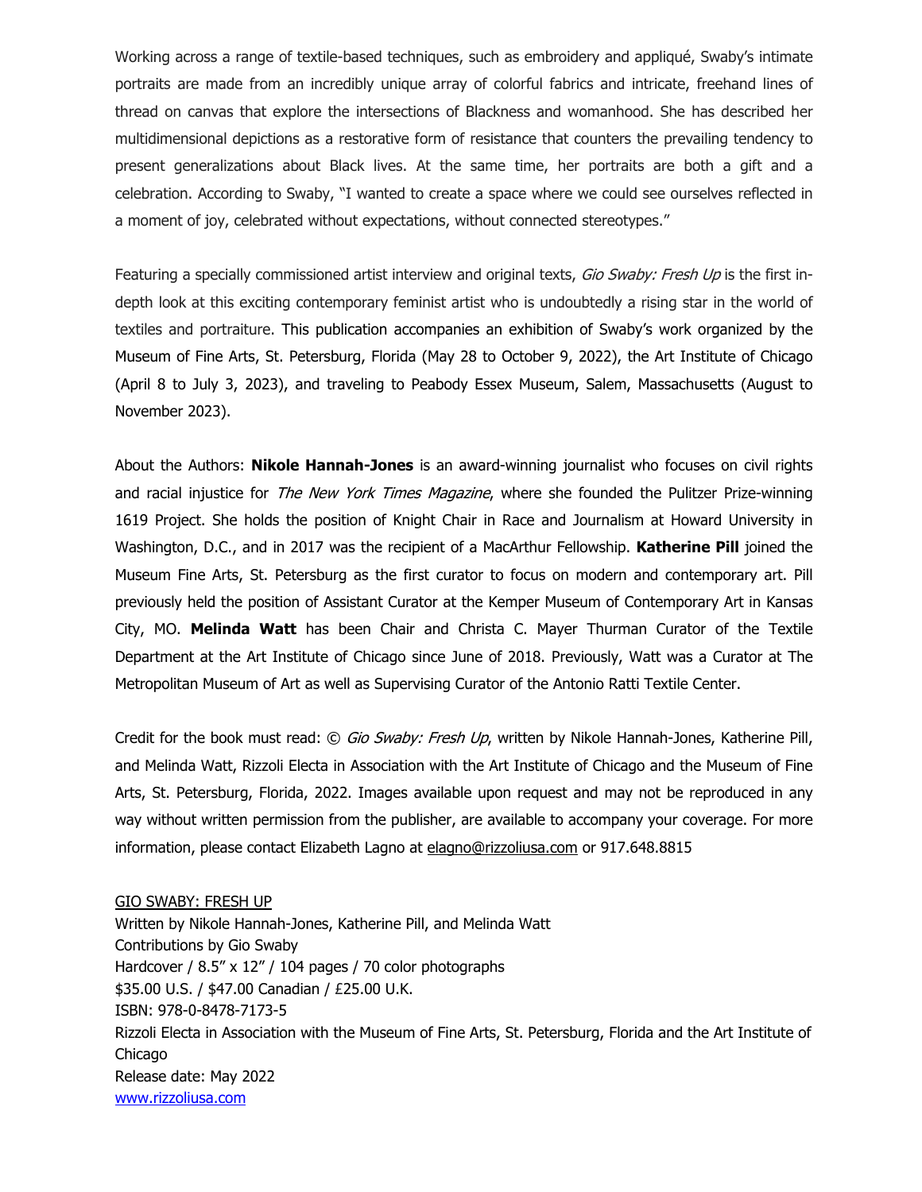Working across a range of textile-based techniques, such as embroidery and appliqué, Swaby's intimate portraits are made from an incredibly unique array of colorful fabrics and intricate, freehand lines of thread on canvas that explore the intersections of Blackness and womanhood. She has described her multidimensional depictions as a restorative form of resistance that counters the prevailing tendency to present generalizations about Black lives. At the same time, her portraits are both a gift and a celebration. According to Swaby, "I wanted to create a space where we could see ourselves reflected in a moment of joy, celebrated without expectations, without connected stereotypes."

Featuring a specially commissioned artist interview and original texts, *Gio Swaby: Fresh Up* is the first in-depth look at this exciting contemporary feminist artist who is undoubtedly a rising star in the world of textiles and portraiture. This publication accompanies an exhibition of Swaby's work organized by the Museum of Fine Arts, St. Petersburg, Florida (May 28 to October 9, 2022), the Art Institute of Chicago (April 8 to July 3, 2023), and traveling to Peabody Essex Museum, Salem, Massachusetts (August to November 2023).

About the Authors: **Nikole Hannah-Jones** is an award-winning journalist who focuses on civil rights and racial injustice for *The New York Times Magazine*, where she founded the Pulitzer Prize-winning 1619 Project. She holds the position of Knight Chair in Race and Journalism at Howard University in Washington, D.C., and in 2017 was the recipient of a MacArthur Fellowship. **Katherine Pill** joined the Museum Fine Arts, St. Petersburg as the first curator to focus on modern and contemporary art. Pill previously held the position of Assistant Curator at the Kemper Museum of Contemporary Art in Kansas City, MO. **Melinda Watt** has been Chair and Christa C. Mayer Thurman Curator of the Textile Department at the Art Institute of Chicago since June of 2018. Previously, Watt was a Curator at The Metropolitan Museum of Art as well as Supervising Curator of the Antonio Ratti Textile Center.

Credit for the book must read: © *Gio Swaby: Fresh Up*, written by Nikole Hannah-Jones, Katherine Pill, and Melinda Watt, Rizzoli Electa in Association with the Art Institute of Chicago and the Museum of Fine Arts, St. Petersburg, Florida, 2022. Images available upon request and may not be reproduced in any way without written permission from the publisher, are available to accompany your coverage. For more information, please contact Elizabeth Lagno at elagno@rizzoliusa.com or 917.648.8815

GIO SWABY: FRESH UP
Written by Nikole Hannah-Jones, Katherine Pill, and Melinda Watt
Contributions by Gio Swaby
Hardcover / 8.5" x 12" / 104 pages / 70 color photographs
$35.00 U.S. / $47.00 Canadian / £25.00 U.K.
ISBN: 978-0-8478-7173-5
Rizzoli Electa in Association with the Museum of Fine Arts, St. Petersburg, Florida and the Art Institute of Chicago
Release date: May 2022
www.rizzoliusa.com